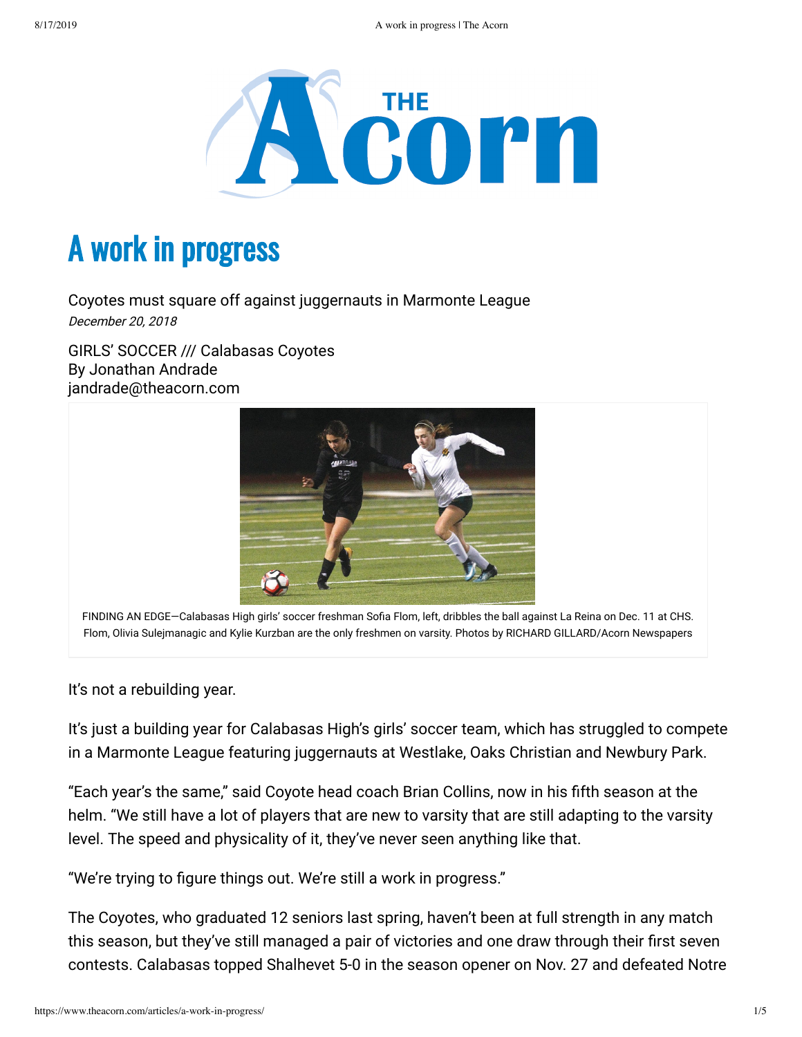# A work in progress

Coyotes must square off against juggernauts in Marmonte League

*December 20, 2018*

GIRLS' SOCCER /// Calabasas Coyotes
By Jonathan Andrade
jandrade@theacorn.com

FINDING AN EDGE—Calabasas High girls' soccer freshman Sofia Flom, left, dribbles the ball against La Reina on Dec. 11 at CHS. Flom, Olivia Sulejmanagic and Kylie Kurzban are the only freshmen on varsity. Photos by RICHARD GILLARD/Acorn Newspapers

It's not a rebuilding year.

It's just a building year for Calabasas High's girls' soccer team, which has struggled to compete in a Marmonte League featuring juggernauts at Westlake, Oaks Christian and Newbury Park.

"Each year's the same," said Coyote head coach Brian Collins, now in his fifth season at the helm. "We still have a lot of players that are new to varsity that are still adapting to the varsity level. The speed and physicality of it, they've never seen anything like that.

"We're trying to figure things out. We're still a work in progress."

The Coyotes, who graduated 12 seniors last spring, haven't been at full strength in any match this season, but they've still managed a pair of victories and one draw through their first seven contests. Calabasas topped Shalhevet 5-0 in the season opener on Nov. 27 and defeated Notre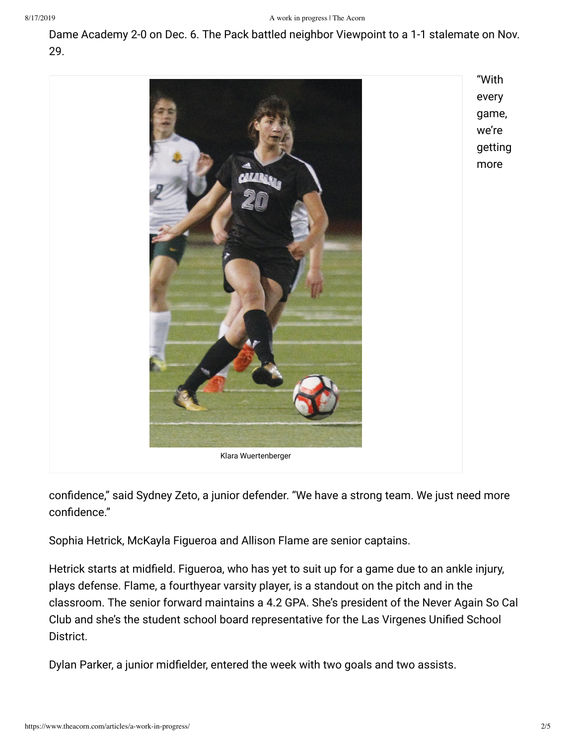Dame Academy 2-0 on Dec. 6. The Pack battled neighbor Viewpoint to a 1-1 stalemate on Nov. 29.

Klara Wuertenberger

"With every game, we're getting more confidence," said Sydney Zeto, a junior defender. "We have a strong team. We just need more confidence."

Sophia Hetrick, McKayla Figueroa and Allison Flame are senior captains.

Hetrick starts at midfield. Figueroa, who has yet to suit up for a game due to an ankle injury, plays defense. Flame, a fourthyear varsity player, is a standout on the pitch and in the classroom. The senior forward maintains a 4.2 GPA. She's president of the Never Again So Cal Club and she's the student school board representative for the Las Virgenes Unified School District.

Dylan Parker, a junior midfielder, entered the week with two goals and two assists.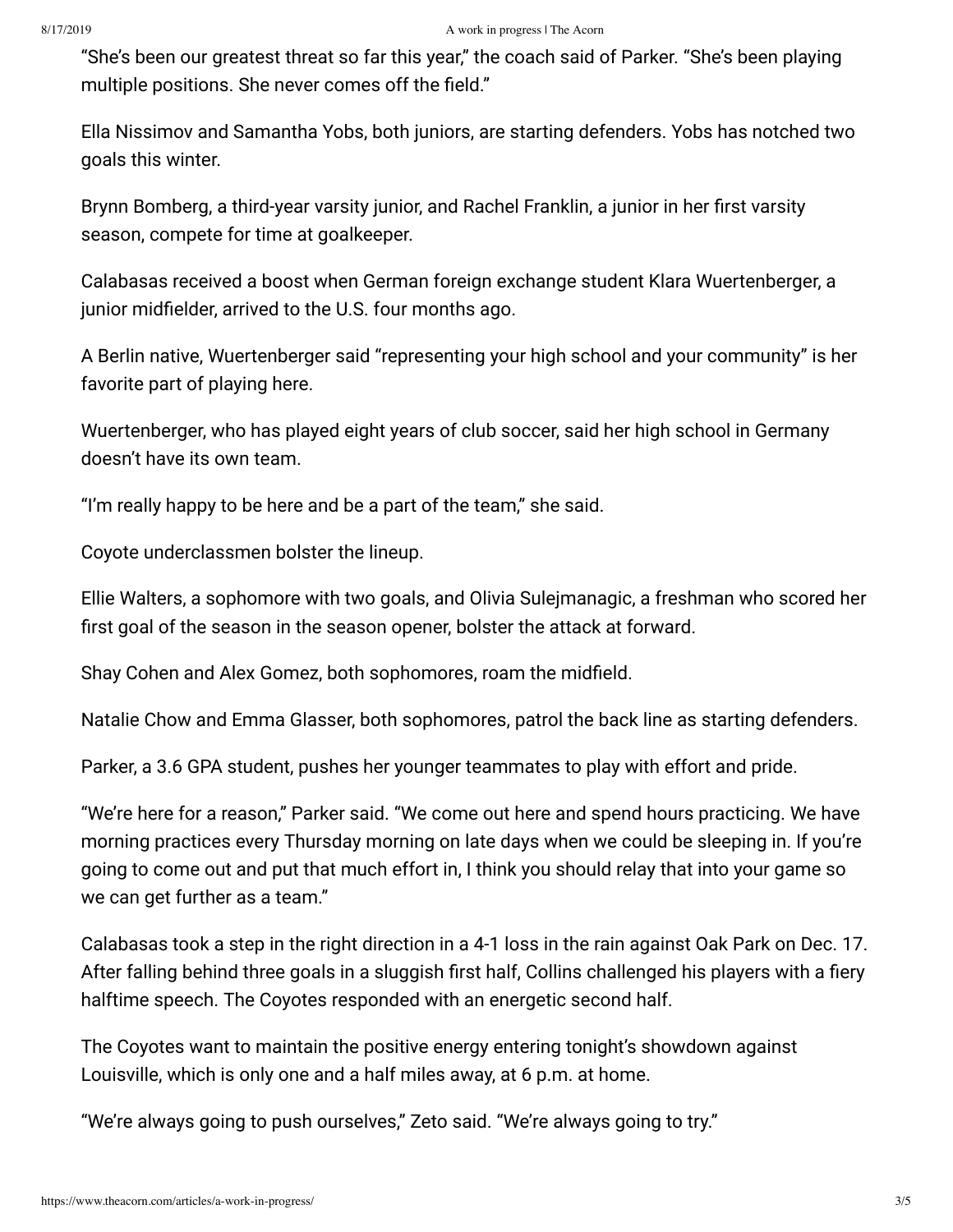"She's been our greatest threat so far this year," the coach said of Parker. "She's been playing multiple positions. She never comes off the field."

Ella Nissimov and Samantha Yobs, both juniors, are starting defenders. Yobs has notched two goals this winter.

Brynn Bomberg, a third-year varsity junior, and Rachel Franklin, a junior in her first varsity season, compete for time at goalkeeper.

Calabasas received a boost when German foreign exchange student Klara Wuertenberger, a junior midfielder, arrived to the U.S. four months ago.

A Berlin native, Wuertenberger said "representing your high school and your community" is her favorite part of playing here.

Wuertenberger, who has played eight years of club soccer, said her high school in Germany doesn't have its own team.

"I'm really happy to be here and be a part of the team," she said.

Coyote underclassmen bolster the lineup.

Ellie Walters, a sophomore with two goals, and Olivia Sulejmanagic, a freshman who scored her first goal of the season in the season opener, bolster the attack at forward.

Shay Cohen and Alex Gomez, both sophomores, roam the midfield.

Natalie Chow and Emma Glasser, both sophomores, patrol the back line as starting defenders.

Parker, a 3.6 GPA student, pushes her younger teammates to play with effort and pride.

"We're here for a reason," Parker said. "We come out here and spend hours practicing. We have morning practices every Thursday morning on late days when we could be sleeping in. If you're going to come out and put that much effort in, I think you should relay that into your game so we can get further as a team."

Calabasas took a step in the right direction in a 4-1 loss in the rain against Oak Park on Dec. 17. After falling behind three goals in a sluggish first half, Collins challenged his players with a fiery halftime speech. The Coyotes responded with an energetic second half.

The Coyotes want to maintain the positive energy entering tonight's showdown against Louisville, which is only one and a half miles away, at 6 p.m. at home.

"We're always going to push ourselves," Zeto said. "We're always going to try."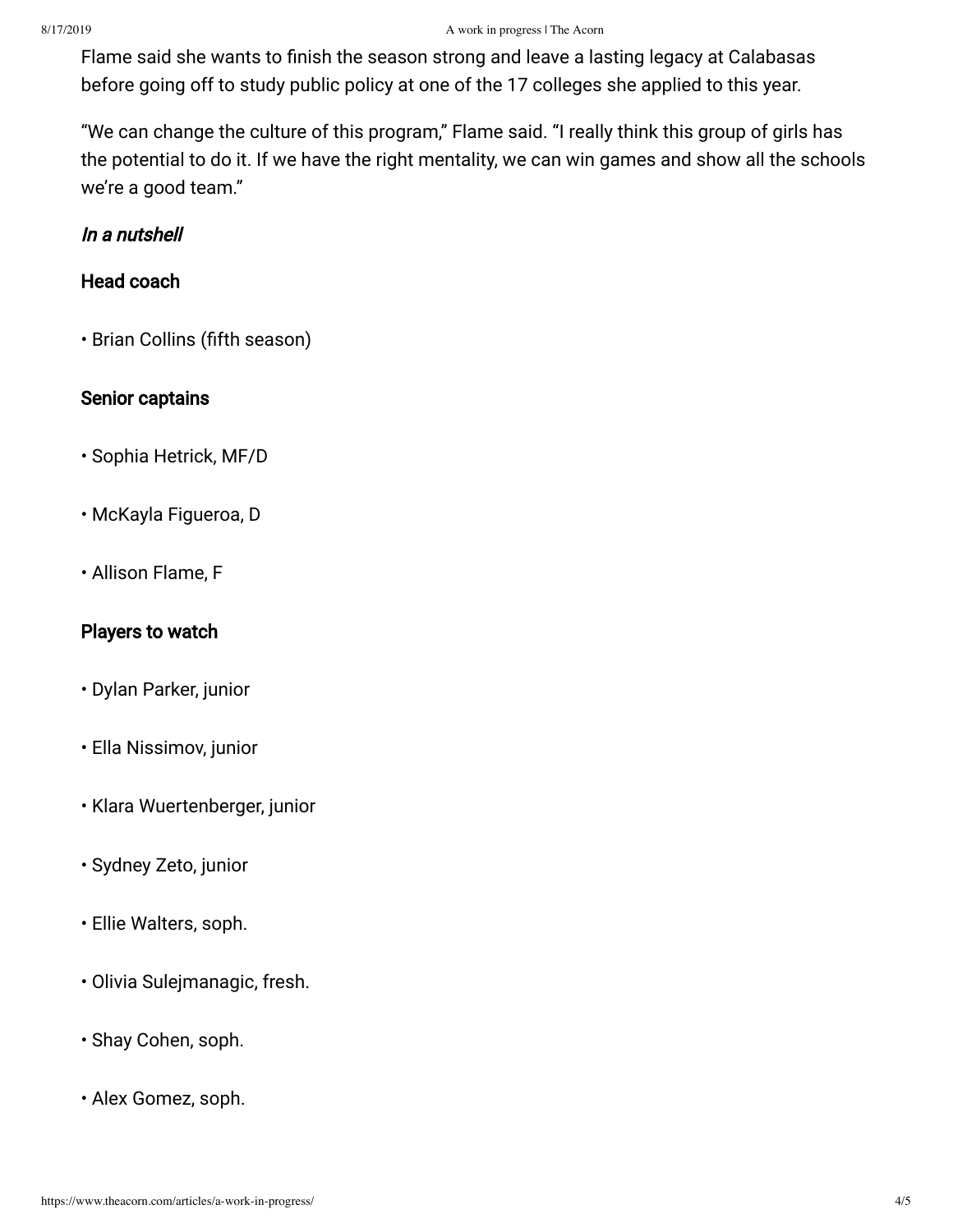Flame said she wants to finish the season strong and leave a lasting legacy at Calabasas before going off to study public policy at one of the 17 colleges she applied to this year.

“We can change the culture of this program,” Flame said. “I really think this group of girls has the potential to do it. If we have the right mentality, we can win games and show all the schools we’re a good team.”

### *In a nutshell*

#### Head coach

• Brian Collins (fifth season)

#### Senior captains

• Sophia Hetrick, MF/D

• McKayla Figueroa, D

• Allison Flame, F

#### Players to watch

• Dylan Parker, junior

• Ella Nissimov, junior

• Klara Wuertenberger, junior

• Sydney Zeto, junior

• Ellie Walters, soph.

• Olivia Sulejmanagic, fresh.

• Shay Cohen, soph.

• Alex Gomez, soph.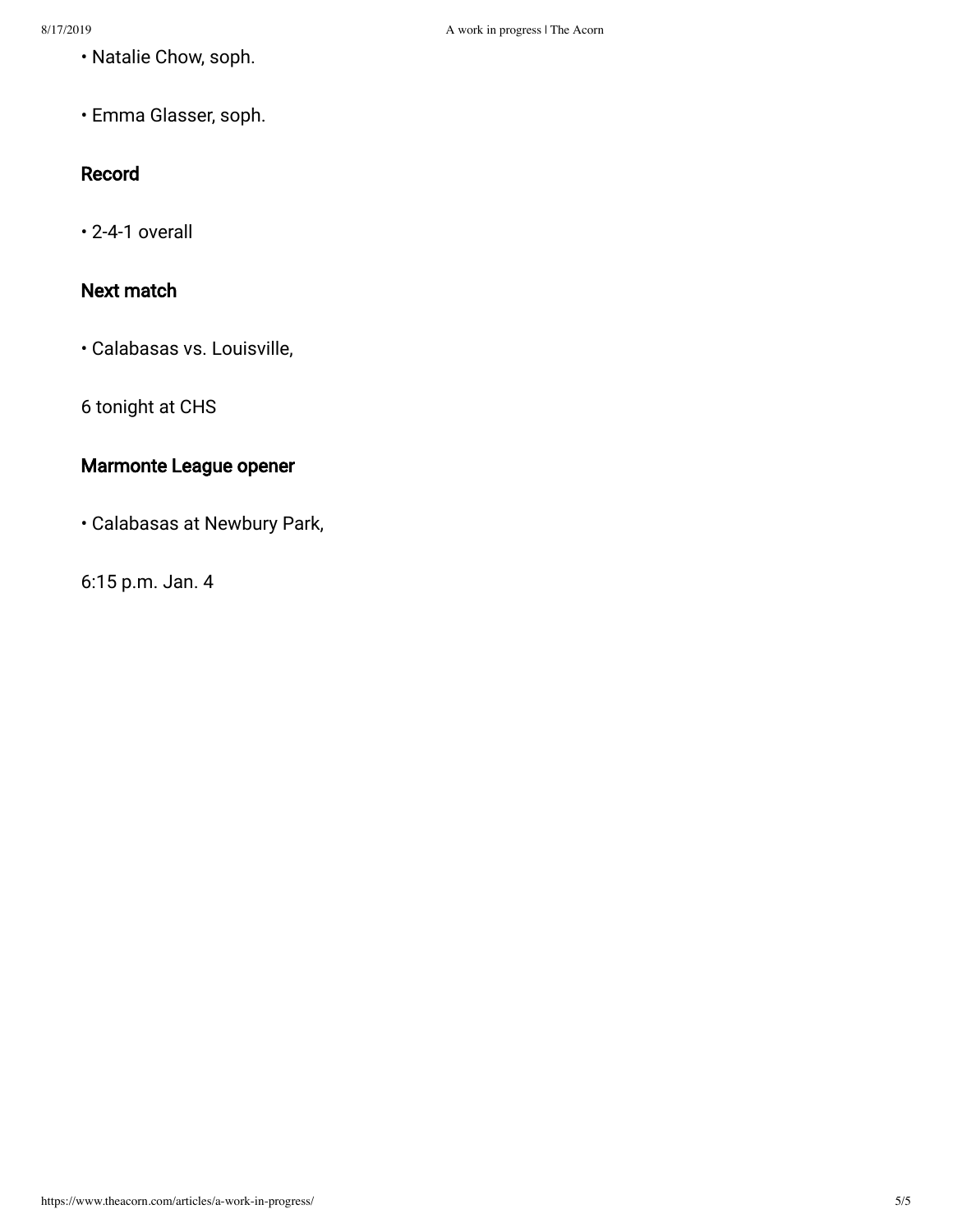- Natalie Chow, soph.

- Emma Glasser, soph.

### Record

- 2-4-1 overall

### Next match

- Calabasas vs. Louisville,

6 tonight at CHS

### Marmonte League opener

- Calabasas at Newbury Park,

6:15 p.m. Jan. 4